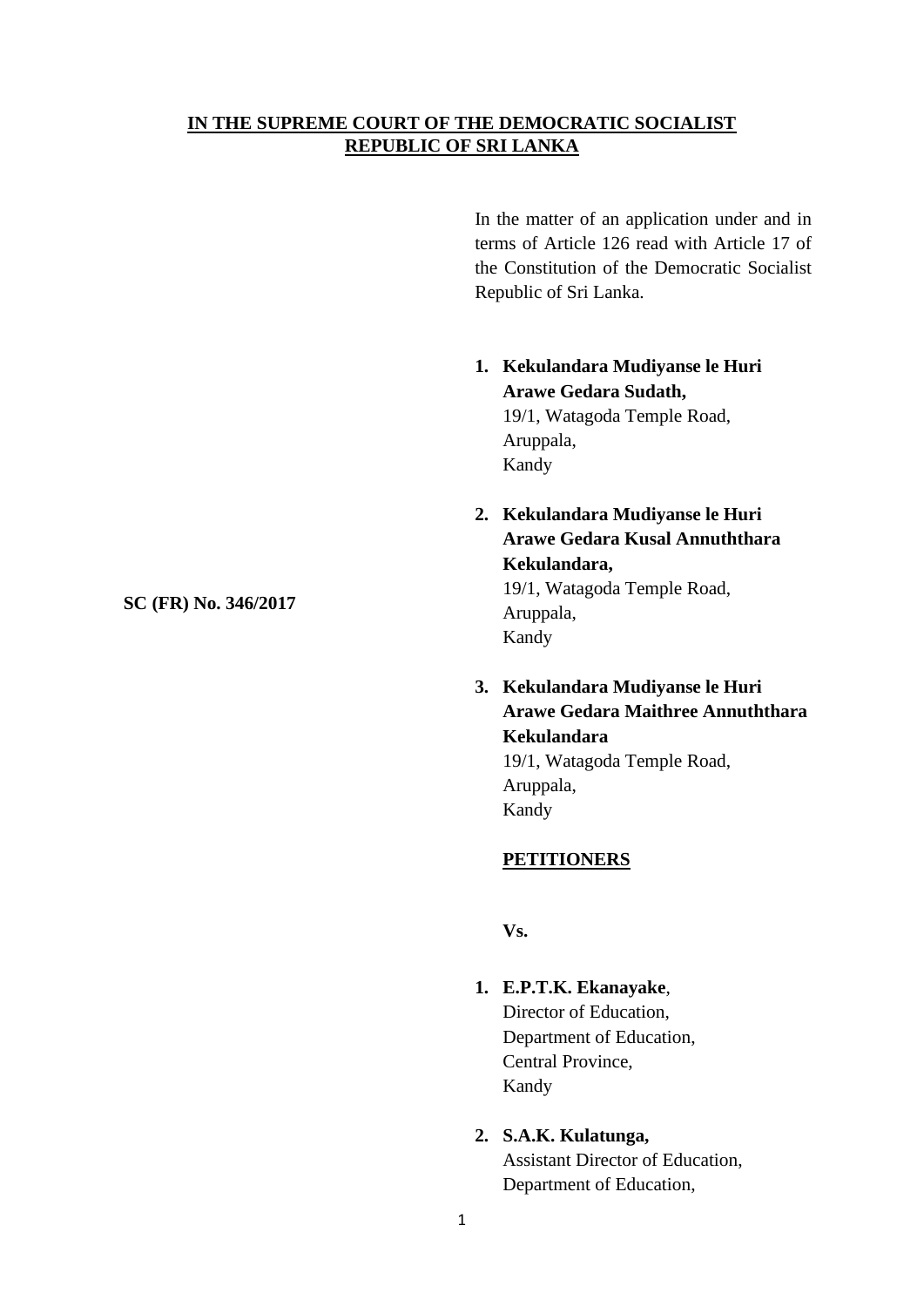**IN THE SUPREME COURT OF THE DEMOCRATIC SOCIALIST REPUBLIC OF SRI LANKA**

In the matter of an application under and in terms of Article 126 read with Article 17 of the Constitution of the Democratic Socialist Republic of Sri Lanka.

**SC (FR) No. 346/2017**

1. **Kekulandara Mudiyanse le Huri Arawe Gedara Sudath,**
   19/1, Watagoda Temple Road,
   Aruppala,
   Kandy

2. **Kekulandara Mudiyanse le Huri Arawe Gedara Kusal Annuththara Kekulandara,**
   19/1, Watagoda Temple Road,
   Aruppala,
   Kandy

3. **Kekulandara Mudiyanse le Huri Arawe Gedara Maithree Annuththara Kekulandara**
   19/1, Watagoda Temple Road,
   Aruppala,
   Kandy

**PETITIONERS**

**Vs.**

1. **E.P.T.K. Ekanayake**,
   Director of Education,
   Department of Education,
   Central Province,
   Kandy

2. **S.A.K. Kulatunga,**
   Assistant Director of Education,
   Department of Education,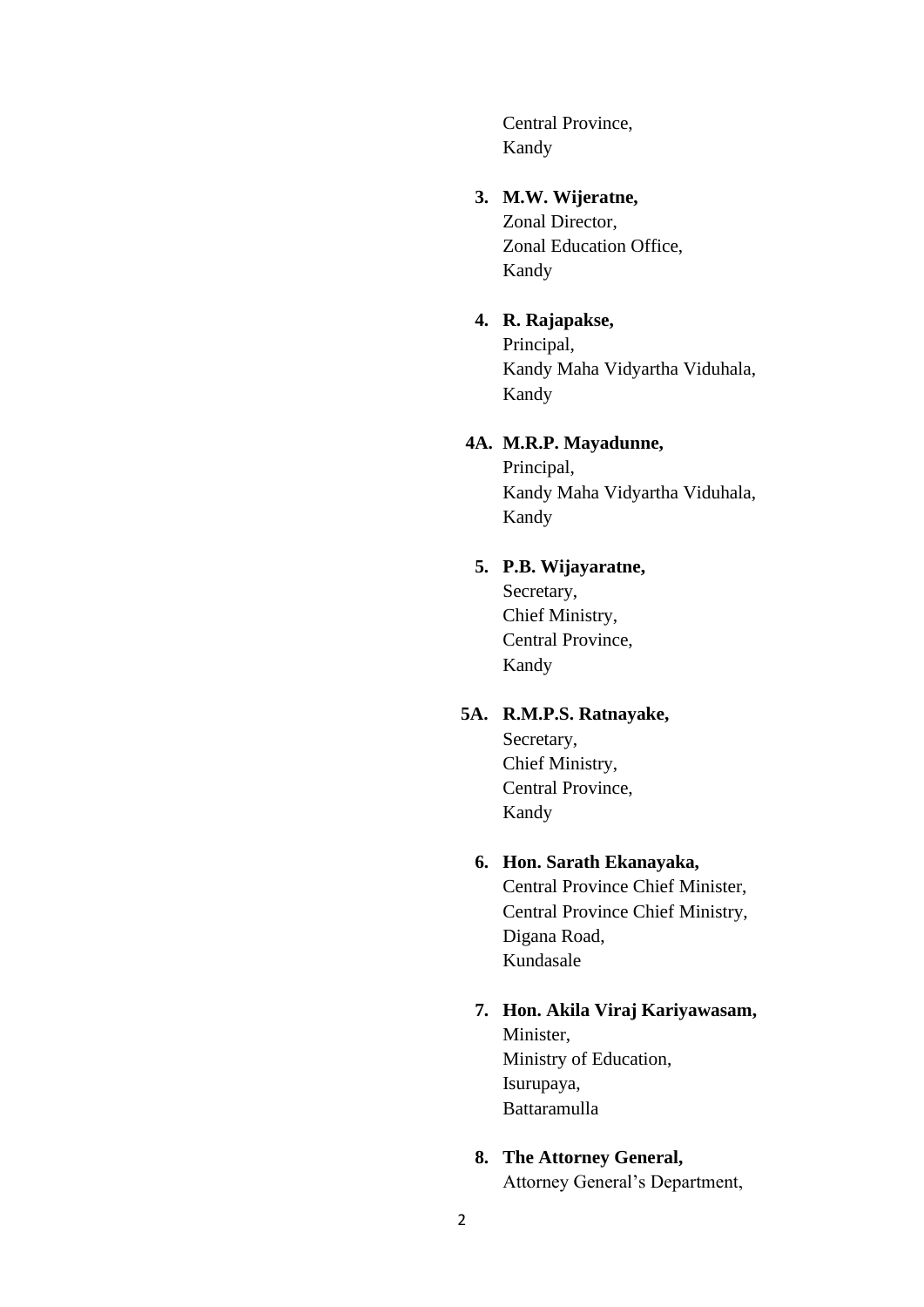Central Province,  
Kandy

**3. M.W. Wijeratne,**  
Zonal Director,  
Zonal Education Office,  
Kandy

**4. R. Rajapakse,**  
Principal,  
Kandy Maha Vidyartha Viduhala,  
Kandy

**4A. M.R.P. Mayadunne,**  
Principal,  
Kandy Maha Vidyartha Viduhala,  
Kandy

**5. P.B. Wijayaratne,**  
Secretary,  
Chief Ministry,  
Central Province,  
Kandy

**5A. R.M.P.S. Ratnayake,**  
Secretary,  
Chief Ministry,  
Central Province,  
Kandy

**6. Hon. Sarath Ekanayaka,**  
Central Province Chief Minister,  
Central Province Chief Ministry,  
Digana Road,  
Kundasale

**7. Hon. Akila Viraj Kariyawasam,**  
Minister,  
Ministry of Education,  
Isurupaya,  
Battaramulla

**8. The Attorney General,**  
Attorney General's Department,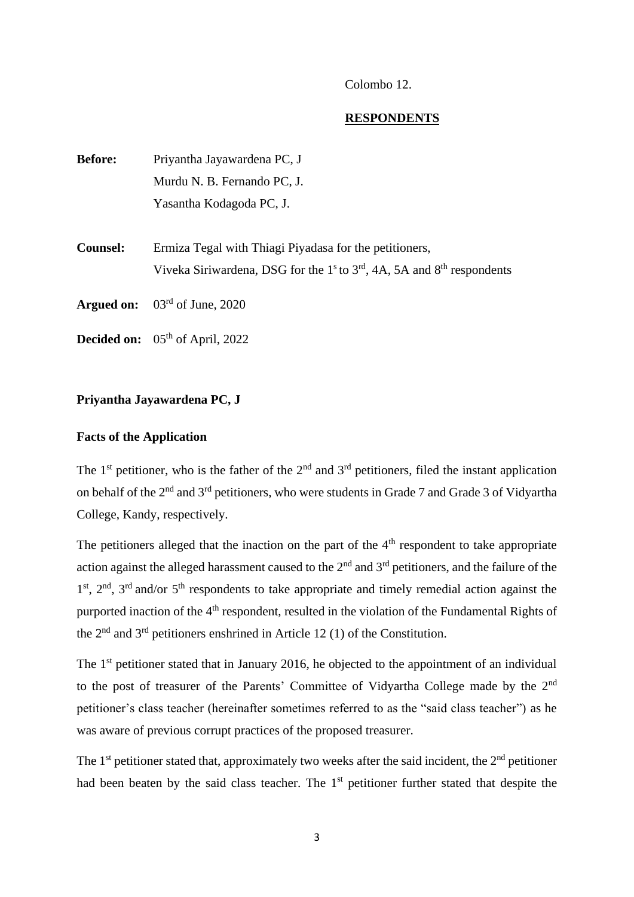Colombo 12.

**RESPONDENTS**

**Before:** Priyantha Jayawardena PC, J
Murdu N. B. Fernando PC, J.
Yasantha Kodagoda PC, J.

**Counsel:** Ermiza Tegal with Thiagi Piyadasa for the petitioners,
Viveka Siriwardena, DSG for the 1s to 3rd, 4A, 5A and 8th respondents

**Argued on:** 03rd of June, 2020

**Decided on:** 05th of April, 2022

**Priyantha Jayawardena PC, J**

**Facts of the Application**

The 1st petitioner, who is the father of the 2nd and 3rd petitioners, filed the instant application on behalf of the 2nd and 3rd petitioners, who were students in Grade 7 and Grade 3 of Vidyartha College, Kandy, respectively.

The petitioners alleged that the inaction on the part of the 4th respondent to take appropriate action against the alleged harassment caused to the 2nd and 3rd petitioners, and the failure of the 1st, 2nd, 3rd and/or 5th respondents to take appropriate and timely remedial action against the purported inaction of the 4th respondent, resulted in the violation of the Fundamental Rights of the 2nd and 3rd petitioners enshrined in Article 12 (1) of the Constitution.

The 1st petitioner stated that in January 2016, he objected to the appointment of an individual to the post of treasurer of the Parents' Committee of Vidyartha College made by the 2nd petitioner's class teacher (hereinafter sometimes referred to as the "said class teacher") as he was aware of previous corrupt practices of the proposed treasurer.

The 1st petitioner stated that, approximately two weeks after the said incident, the 2nd petitioner had been beaten by the said class teacher. The 1st petitioner further stated that despite the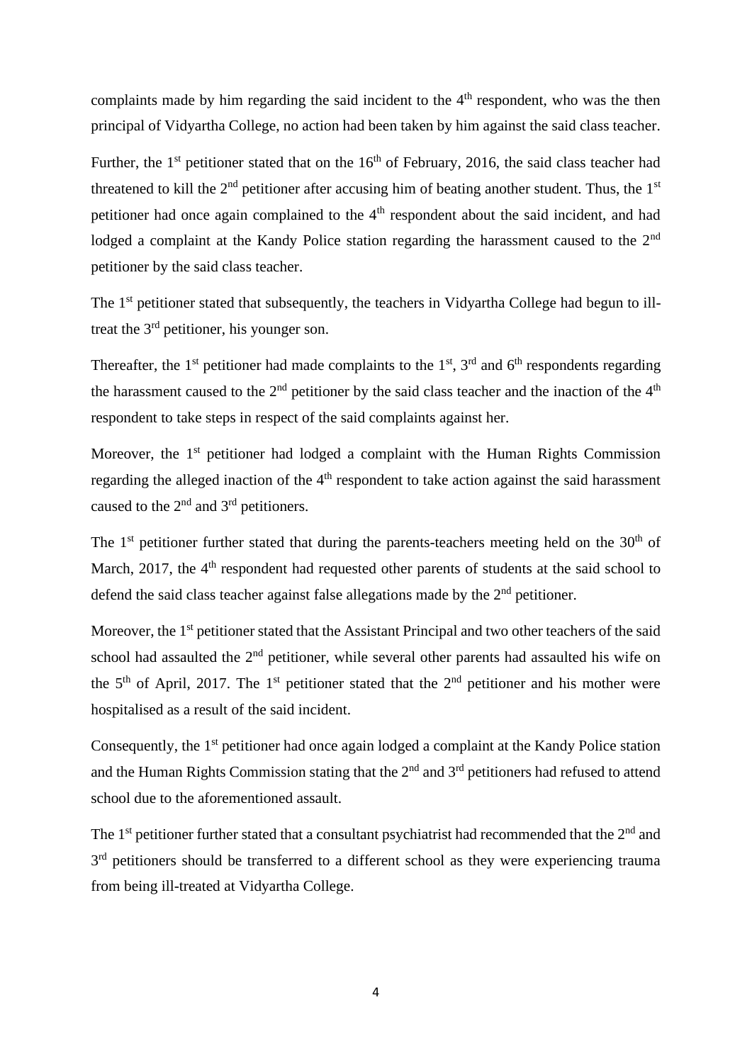complaints made by him regarding the said incident to the 4th respondent, who was the then principal of Vidyartha College, no action had been taken by him against the said class teacher.

Further, the 1st petitioner stated that on the 16th of February, 2016, the said class teacher had threatened to kill the 2nd petitioner after accusing him of beating another student. Thus, the 1st petitioner had once again complained to the 4th respondent about the said incident, and had lodged a complaint at the Kandy Police station regarding the harassment caused to the 2nd petitioner by the said class teacher.

The 1st petitioner stated that subsequently, the teachers in Vidyartha College had begun to ill-treat the 3rd petitioner, his younger son.

Thereafter, the 1st petitioner had made complaints to the 1st, 3rd and 6th respondents regarding the harassment caused to the 2nd petitioner by the said class teacher and the inaction of the 4th respondent to take steps in respect of the said complaints against her.

Moreover, the 1st petitioner had lodged a complaint with the Human Rights Commission regarding the alleged inaction of the 4th respondent to take action against the said harassment caused to the 2nd and 3rd petitioners.

The 1st petitioner further stated that during the parents-teachers meeting held on the 30th of March, 2017, the 4th respondent had requested other parents of students at the said school to defend the said class teacher against false allegations made by the 2nd petitioner.

Moreover, the 1st petitioner stated that the Assistant Principal and two other teachers of the said school had assaulted the 2nd petitioner, while several other parents had assaulted his wife on the 5th of April, 2017. The 1st petitioner stated that the 2nd petitioner and his mother were hospitalised as a result of the said incident.

Consequently, the 1st petitioner had once again lodged a complaint at the Kandy Police station and the Human Rights Commission stating that the 2nd and 3rd petitioners had refused to attend school due to the aforementioned assault.

The 1st petitioner further stated that a consultant psychiatrist had recommended that the 2nd and 3rd petitioners should be transferred to a different school as they were experiencing trauma from being ill-treated at Vidyartha College.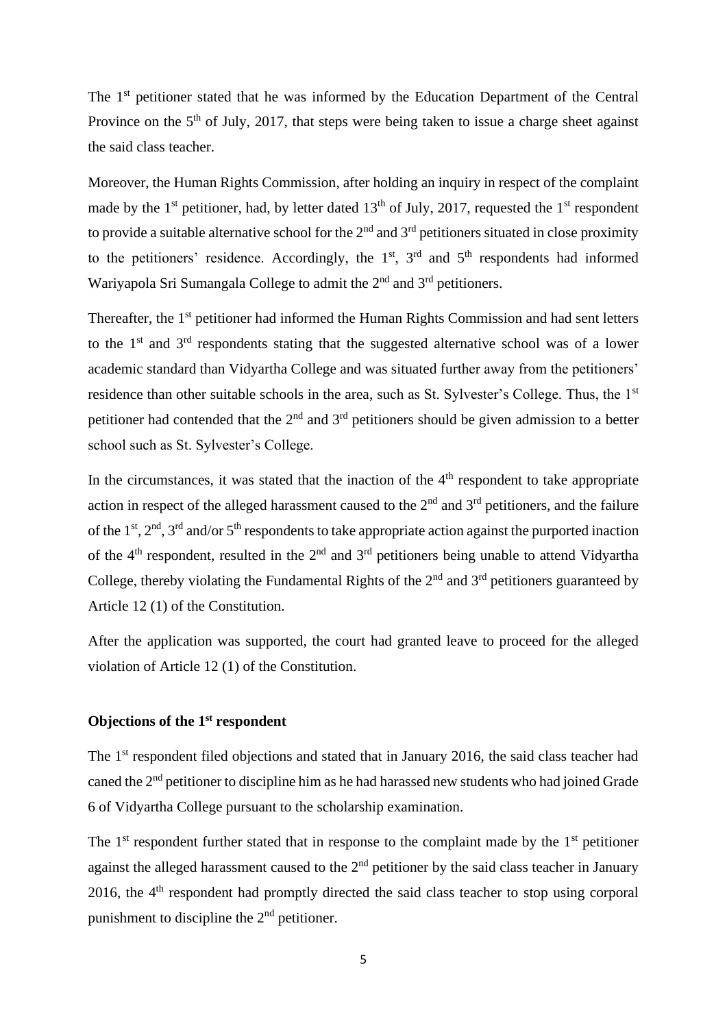The 1st petitioner stated that he was informed by the Education Department of the Central Province on the 5th of July, 2017, that steps were being taken to issue a charge sheet against the said class teacher.

Moreover, the Human Rights Commission, after holding an inquiry in respect of the complaint made by the 1st petitioner, had, by letter dated 13th of July, 2017, requested the 1st respondent to provide a suitable alternative school for the 2nd and 3rd petitioners situated in close proximity to the petitioners' residence. Accordingly, the 1st, 3rd and 5th respondents had informed Wariyapola Sri Sumangala College to admit the 2nd and 3rd petitioners.

Thereafter, the 1st petitioner had informed the Human Rights Commission and had sent letters to the 1st and 3rd respondents stating that the suggested alternative school was of a lower academic standard than Vidyartha College and was situated further away from the petitioners' residence than other suitable schools in the area, such as St. Sylvester's College. Thus, the 1st petitioner had contended that the 2nd and 3rd petitioners should be given admission to a better school such as St. Sylvester's College.

In the circumstances, it was stated that the inaction of the 4th respondent to take appropriate action in respect of the alleged harassment caused to the 2nd and 3rd petitioners, and the failure of the 1st, 2nd, 3rd and/or 5th respondents to take appropriate action against the purported inaction of the 4th respondent, resulted in the 2nd and 3rd petitioners being unable to attend Vidyartha College, thereby violating the Fundamental Rights of the 2nd and 3rd petitioners guaranteed by Article 12 (1) of the Constitution.

After the application was supported, the court had granted leave to proceed for the alleged violation of Article 12 (1) of the Constitution.

**Objections of the 1st respondent**

The 1st respondent filed objections and stated that in January 2016, the said class teacher had caned the 2nd petitioner to discipline him as he had harassed new students who had joined Grade 6 of Vidyartha College pursuant to the scholarship examination.

The 1st respondent further stated that in response to the complaint made by the 1st petitioner against the alleged harassment caused to the 2nd petitioner by the said class teacher in January 2016, the 4th respondent had promptly directed the said class teacher to stop using corporal punishment to discipline the 2nd petitioner.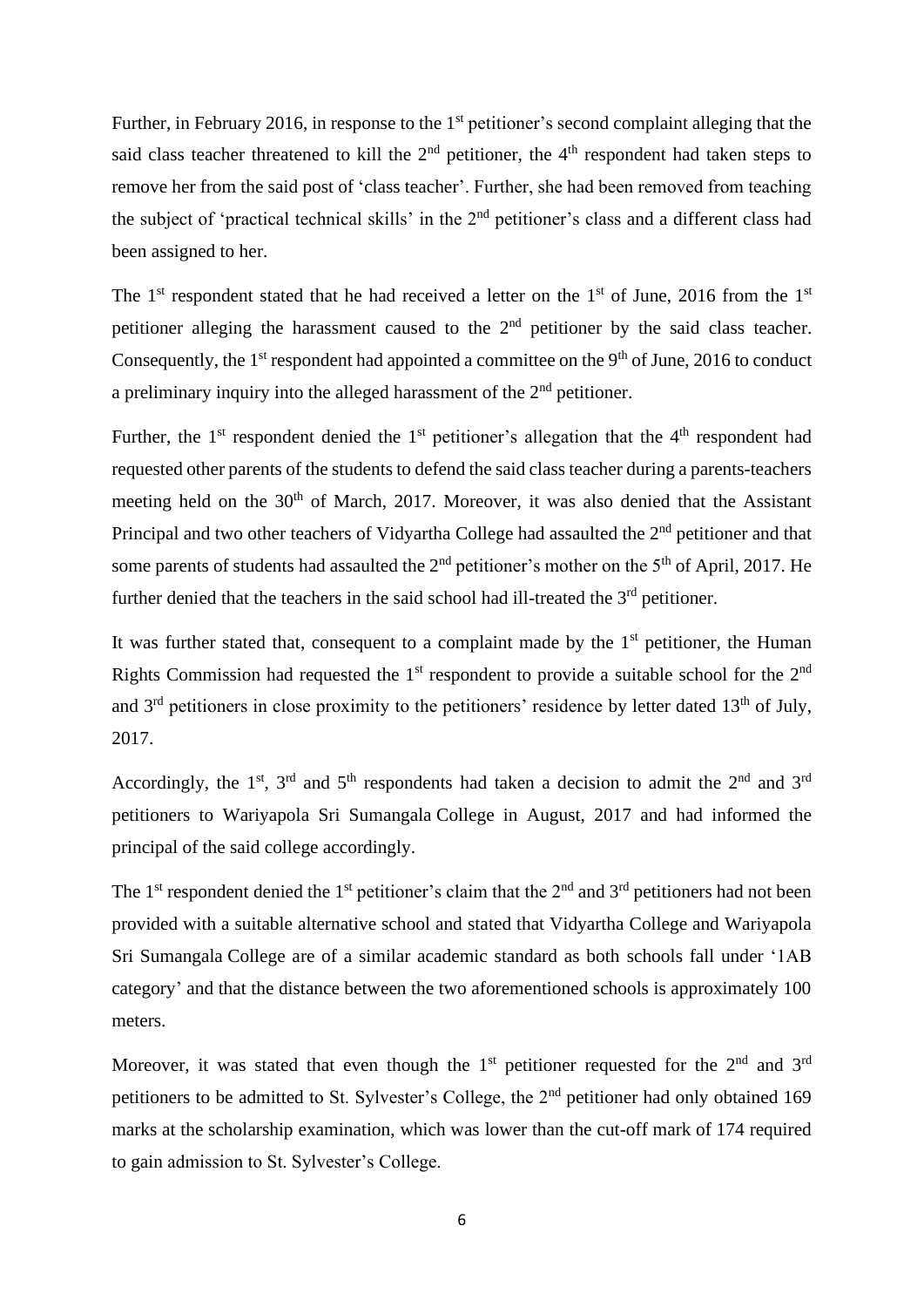Further, in February 2016, in response to the 1st petitioner's second complaint alleging that the said class teacher threatened to kill the 2nd petitioner, the 4th respondent had taken steps to remove her from the said post of 'class teacher'. Further, she had been removed from teaching the subject of 'practical technical skills' in the 2nd petitioner's class and a different class had been assigned to her.

The 1st respondent stated that he had received a letter on the 1st of June, 2016 from the 1st petitioner alleging the harassment caused to the 2nd petitioner by the said class teacher. Consequently, the 1st respondent had appointed a committee on the 9th of June, 2016 to conduct a preliminary inquiry into the alleged harassment of the 2nd petitioner.

Further, the 1st respondent denied the 1st petitioner's allegation that the 4th respondent had requested other parents of the students to defend the said class teacher during a parents-teachers meeting held on the 30th of March, 2017. Moreover, it was also denied that the Assistant Principal and two other teachers of Vidyartha College had assaulted the 2nd petitioner and that some parents of students had assaulted the 2nd petitioner's mother on the 5th of April, 2017. He further denied that the teachers in the said school had ill-treated the 3rd petitioner.

It was further stated that, consequent to a complaint made by the 1st petitioner, the Human Rights Commission had requested the 1st respondent to provide a suitable school for the 2nd and 3rd petitioners in close proximity to the petitioners' residence by letter dated 13th of July, 2017.

Accordingly, the 1st, 3rd and 5th respondents had taken a decision to admit the 2nd and 3rd petitioners to Wariyapola Sri Sumangala College in August, 2017 and had informed the principal of the said college accordingly.

The 1st respondent denied the 1st petitioner's claim that the 2nd and 3rd petitioners had not been provided with a suitable alternative school and stated that Vidyartha College and Wariyapola Sri Sumangala College are of a similar academic standard as both schools fall under '1AB category' and that the distance between the two aforementioned schools is approximately 100 meters.

Moreover, it was stated that even though the 1st petitioner requested for the 2nd and 3rd petitioners to be admitted to St. Sylvester's College, the 2nd petitioner had only obtained 169 marks at the scholarship examination, which was lower than the cut-off mark of 174 required to gain admission to St. Sylvester's College.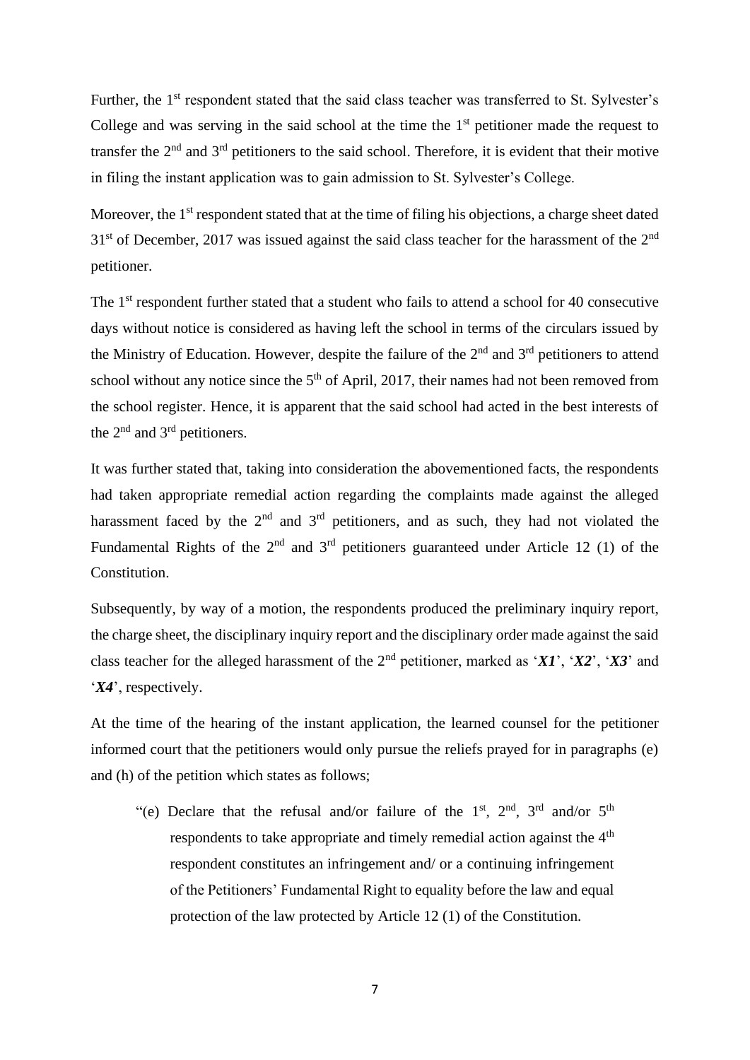Further, the 1st respondent stated that the said class teacher was transferred to St. Sylvester's College and was serving in the said school at the time the 1st petitioner made the request to transfer the 2nd and 3rd petitioners to the said school. Therefore, it is evident that their motive in filing the instant application was to gain admission to St. Sylvester's College.

Moreover, the 1st respondent stated that at the time of filing his objections, a charge sheet dated 31st of December, 2017 was issued against the said class teacher for the harassment of the 2nd petitioner.

The 1st respondent further stated that a student who fails to attend a school for 40 consecutive days without notice is considered as having left the school in terms of the circulars issued by the Ministry of Education. However, despite the failure of the 2nd and 3rd petitioners to attend school without any notice since the 5th of April, 2017, their names had not been removed from the school register. Hence, it is apparent that the said school had acted in the best interests of the 2nd and 3rd petitioners.

It was further stated that, taking into consideration the abovementioned facts, the respondents had taken appropriate remedial action regarding the complaints made against the alleged harassment faced by the 2nd and 3rd petitioners, and as such, they had not violated the Fundamental Rights of the 2nd and 3rd petitioners guaranteed under Article 12 (1) of the Constitution.

Subsequently, by way of a motion, the respondents produced the preliminary inquiry report, the charge sheet, the disciplinary inquiry report and the disciplinary order made against the said class teacher for the alleged harassment of the 2nd petitioner, marked as '***X1***', '***X2***', '***X3***' and '***X4***', respectively.

At the time of the hearing of the instant application, the learned counsel for the petitioner informed court that the petitioners would only pursue the reliefs prayed for in paragraphs (e) and (h) of the petition which states as follows;

> "(e) Declare that the refusal and/or failure of the 1st, 2nd, 3rd and/or 5th respondents to take appropriate and timely remedial action against the 4th respondent constitutes an infringement and/ or a continuing infringement of the Petitioners' Fundamental Right to equality before the law and equal protection of the law protected by Article 12 (1) of the Constitution.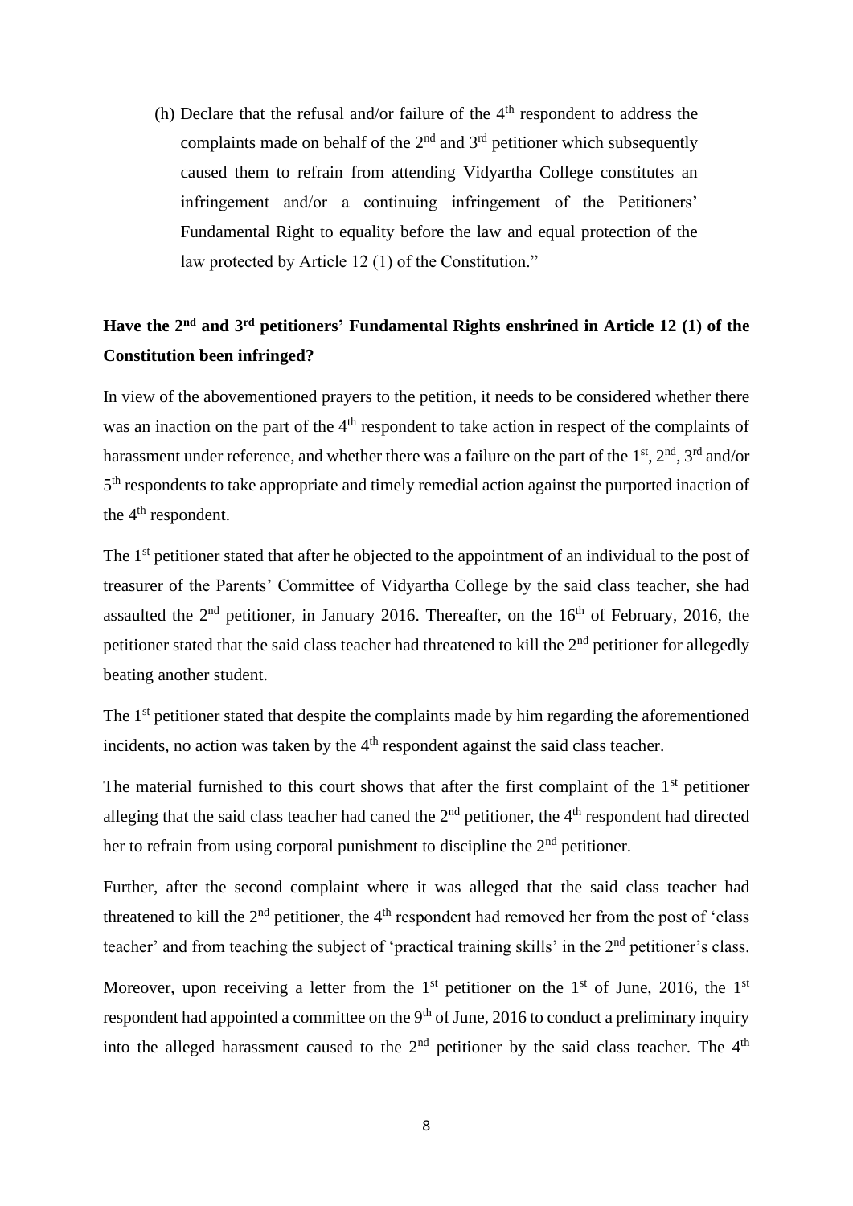(h) Declare that the refusal and/or failure of the 4th respondent to address the complaints made on behalf of the 2nd and 3rd petitioner which subsequently caused them to refrain from attending Vidyartha College constitutes an infringement and/or a continuing infringement of the Petitioners' Fundamental Right to equality before the law and equal protection of the law protected by Article 12 (1) of the Constitution."

**Have the 2nd and 3rd petitioners' Fundamental Rights enshrined in Article 12 (1) of the Constitution been infringed?**

In view of the abovementioned prayers to the petition, it needs to be considered whether there was an inaction on the part of the 4th respondent to take action in respect of the complaints of harassment under reference, and whether there was a failure on the part of the 1st, 2nd, 3rd and/or 5th respondents to take appropriate and timely remedial action against the purported inaction of the 4th respondent.

The 1st petitioner stated that after he objected to the appointment of an individual to the post of treasurer of the Parents' Committee of Vidyartha College by the said class teacher, she had assaulted the 2nd petitioner, in January 2016. Thereafter, on the 16th of February, 2016, the petitioner stated that the said class teacher had threatened to kill the 2nd petitioner for allegedly beating another student.

The 1st petitioner stated that despite the complaints made by him regarding the aforementioned incidents, no action was taken by the 4th respondent against the said class teacher.

The material furnished to this court shows that after the first complaint of the 1st petitioner alleging that the said class teacher had caned the 2nd petitioner, the 4th respondent had directed her to refrain from using corporal punishment to discipline the 2nd petitioner.

Further, after the second complaint where it was alleged that the said class teacher had threatened to kill the 2nd petitioner, the 4th respondent had removed her from the post of 'class teacher' and from teaching the subject of 'practical training skills' in the 2nd petitioner's class.

Moreover, upon receiving a letter from the 1st petitioner on the 1st of June, 2016, the 1st respondent had appointed a committee on the 9th of June, 2016 to conduct a preliminary inquiry into the alleged harassment caused to the 2nd petitioner by the said class teacher. The 4th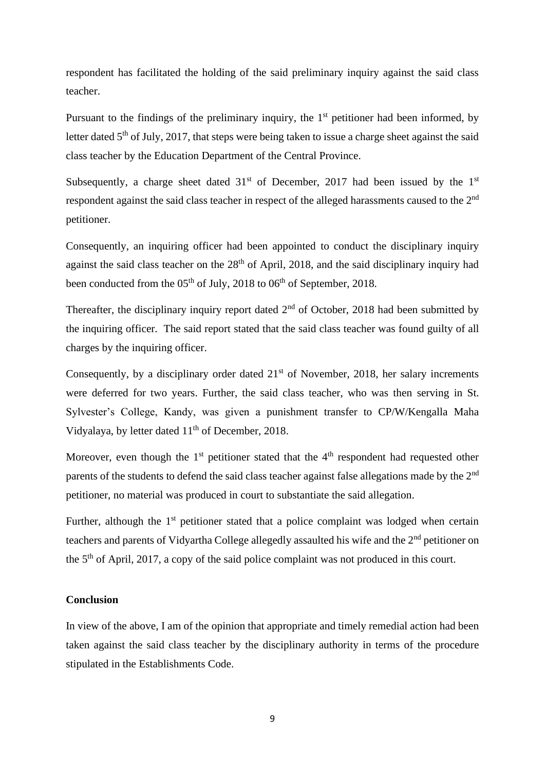respondent has facilitated the holding of the said preliminary inquiry against the said class teacher.

Pursuant to the findings of the preliminary inquiry, the 1st petitioner had been informed, by letter dated 5th of July, 2017, that steps were being taken to issue a charge sheet against the said class teacher by the Education Department of the Central Province.

Subsequently, a charge sheet dated 31st of December, 2017 had been issued by the 1st respondent against the said class teacher in respect of the alleged harassments caused to the 2nd petitioner.

Consequently, an inquiring officer had been appointed to conduct the disciplinary inquiry against the said class teacher on the 28th of April, 2018, and the said disciplinary inquiry had been conducted from the 05th of July, 2018 to 06th of September, 2018.

Thereafter, the disciplinary inquiry report dated 2nd of October, 2018 had been submitted by the inquiring officer. The said report stated that the said class teacher was found guilty of all charges by the inquiring officer.

Consequently, by a disciplinary order dated 21st of November, 2018, her salary increments were deferred for two years. Further, the said class teacher, who was then serving in St. Sylvester's College, Kandy, was given a punishment transfer to CP/W/Kengalla Maha Vidyalaya, by letter dated 11th of December, 2018.

Moreover, even though the 1st petitioner stated that the 4th respondent had requested other parents of the students to defend the said class teacher against false allegations made by the 2nd petitioner, no material was produced in court to substantiate the said allegation.

Further, although the 1st petitioner stated that a police complaint was lodged when certain teachers and parents of Vidyartha College allegedly assaulted his wife and the 2nd petitioner on the 5th of April, 2017, a copy of the said police complaint was not produced in this court.

**Conclusion**

In view of the above, I am of the opinion that appropriate and timely remedial action had been taken against the said class teacher by the disciplinary authority in terms of the procedure stipulated in the Establishments Code.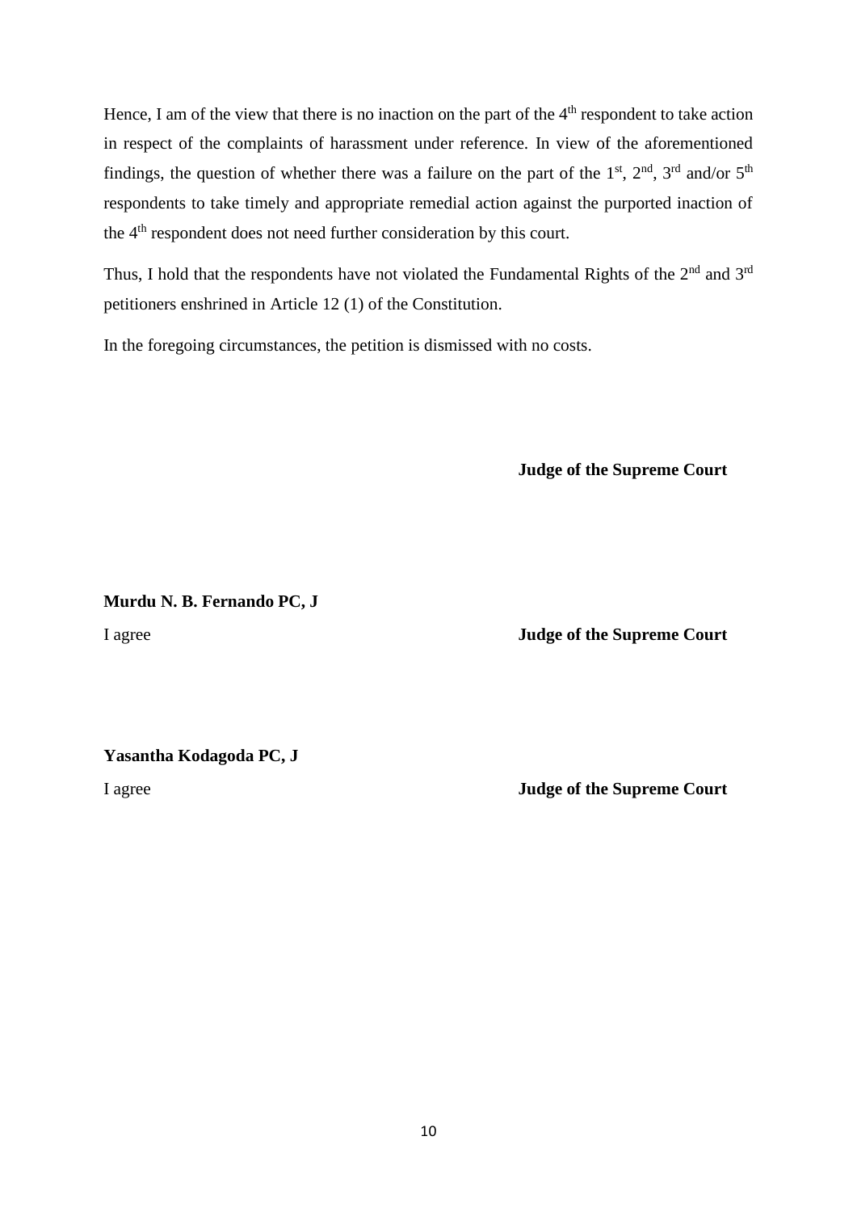Hence, I am of the view that there is no inaction on the part of the 4th respondent to take action in respect of the complaints of harassment under reference. In view of the aforementioned findings, the question of whether there was a failure on the part of the 1st, 2nd, 3rd and/or 5th respondents to take timely and appropriate remedial action against the purported inaction of the 4th respondent does not need further consideration by this court.

Thus, I hold that the respondents have not violated the Fundamental Rights of the 2nd and 3rd petitioners enshrined in Article 12 (1) of the Constitution.

In the foregoing circumstances, the petition is dismissed with no costs.

**Judge of the Supreme Court**

**Murdu N. B. Fernando PC, J**

I agree

**Judge of the Supreme Court**

**Yasantha Kodagoda PC, J**

I agree

**Judge of the Supreme Court**